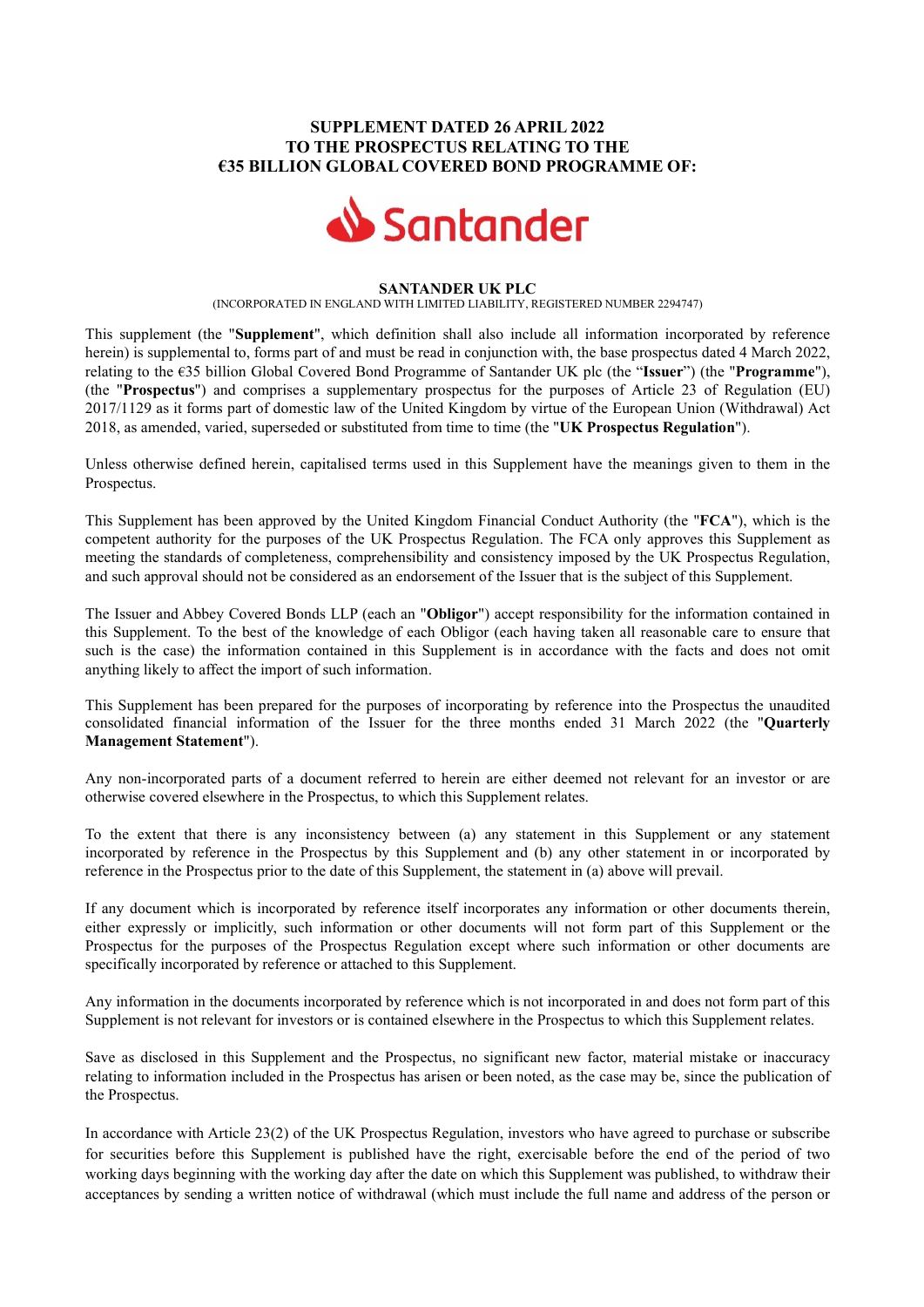**SUPPLEMENT DATED 26 APRIL 2022**
**TO THE PROSPECTUS RELATING TO THE**
**€35 BILLION GLOBAL COVERED BOND PROGRAMME OF:**

Santander

**SANTANDER UK PLC**
(INCORPORATED IN ENGLAND WITH LIMITED LIABILITY, REGISTERED NUMBER 2294747)

This supplement (the "**Supplement**", which definition shall also include all information incorporated by reference herein) is supplemental to, forms part of and must be read in conjunction with, the base prospectus dated 4 March 2022, relating to the €35 billion Global Covered Bond Programme of Santander UK plc (the "**Issuer**") (the "**Programme**"), (the "**Prospectus**") and comprises a supplementary prospectus for the purposes of Article 23 of Regulation (EU) 2017/1129 as it forms part of domestic law of the United Kingdom by virtue of the European Union (Withdrawal) Act 2018, as amended, varied, superseded or substituted from time to time (the "**UK Prospectus Regulation**").

Unless otherwise defined herein, capitalised terms used in this Supplement have the meanings given to them in the Prospectus.

This Supplement has been approved by the United Kingdom Financial Conduct Authority (the "**FCA**"), which is the competent authority for the purposes of the UK Prospectus Regulation. The FCA only approves this Supplement as meeting the standards of completeness, comprehensibility and consistency imposed by the UK Prospectus Regulation, and such approval should not be considered as an endorsement of the Issuer that is the subject of this Supplement.

The Issuer and Abbey Covered Bonds LLP (each an "**Obligor**") accept responsibility for the information contained in this Supplement. To the best of the knowledge of each Obligor (each having taken all reasonable care to ensure that such is the case) the information contained in this Supplement is in accordance with the facts and does not omit anything likely to affect the import of such information.

This Supplement has been prepared for the purposes of incorporating by reference into the Prospectus the unaudited consolidated financial information of the Issuer for the three months ended 31 March 2022 (the "**Quarterly Management Statement**").

Any non-incorporated parts of a document referred to herein are either deemed not relevant for an investor or are otherwise covered elsewhere in the Prospectus, to which this Supplement relates.

To the extent that there is any inconsistency between (a) any statement in this Supplement or any statement incorporated by reference in the Prospectus by this Supplement and (b) any other statement in or incorporated by reference in the Prospectus prior to the date of this Supplement, the statement in (a) above will prevail.

If any document which is incorporated by reference itself incorporates any information or other documents therein, either expressly or implicitly, such information or other documents will not form part of this Supplement or the Prospectus for the purposes of the Prospectus Regulation except where such information or other documents are specifically incorporated by reference or attached to this Supplement.

Any information in the documents incorporated by reference which is not incorporated in and does not form part of this Supplement is not relevant for investors or is contained elsewhere in the Prospectus to which this Supplement relates.

Save as disclosed in this Supplement and the Prospectus, no significant new factor, material mistake or inaccuracy relating to information included in the Prospectus has arisen or been noted, as the case may be, since the publication of the Prospectus.

In accordance with Article 23(2) of the UK Prospectus Regulation, investors who have agreed to purchase or subscribe for securities before this Supplement is published have the right, exercisable before the end of the period of two working days beginning with the working day after the date on which this Supplement was published, to withdraw their acceptances by sending a written notice of withdrawal (which must include the full name and address of the person or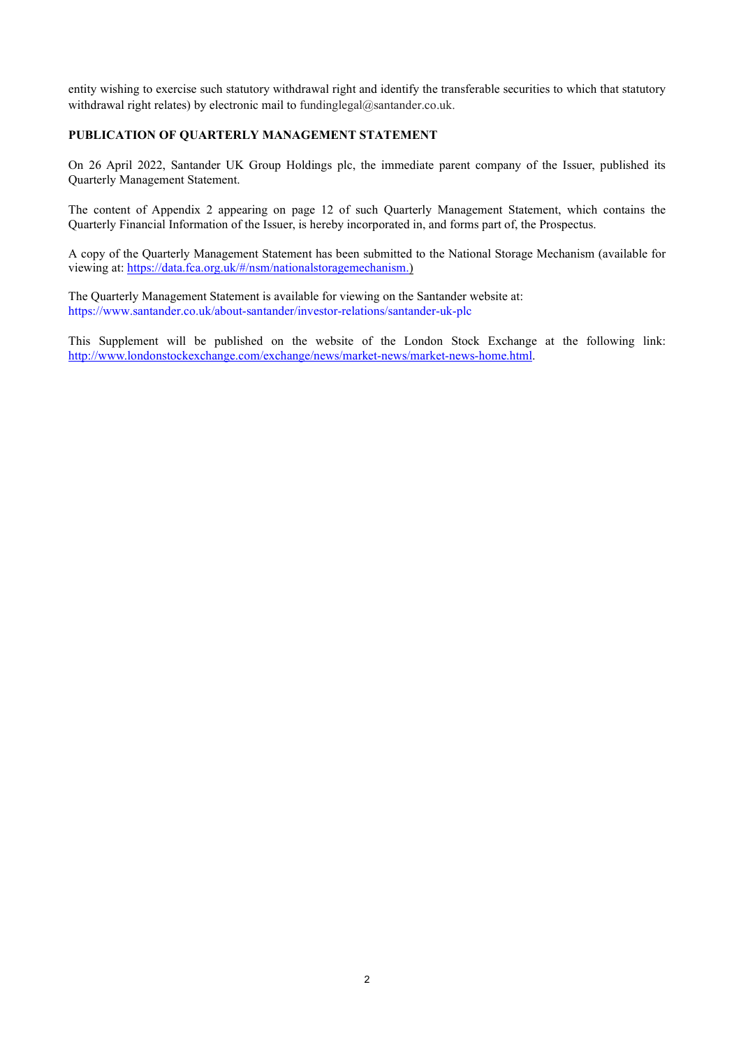entity wishing to exercise such statutory withdrawal right and identify the transferable securities to which that statutory withdrawal right relates) by electronic mail to fundinglegal@santander.co.uk.

**PUBLICATION OF QUARTERLY MANAGEMENT STATEMENT**

On 26 April 2022, Santander UK Group Holdings plc, the immediate parent company of the Issuer, published its Quarterly Management Statement.

The content of Appendix 2 appearing on page 12 of such Quarterly Management Statement, which contains the Quarterly Financial Information of the Issuer, is hereby incorporated in, and forms part of, the Prospectus.

A copy of the Quarterly Management Statement has been submitted to the National Storage Mechanism (available for viewing at: https://data.fca.org.uk/#/nsm/nationalstoragemechanism.)

The Quarterly Management Statement is available for viewing on the Santander website at:
https://www.santander.co.uk/about-santander/investor-relations/santander-uk-plc

This Supplement will be published on the website of the London Stock Exchange at the following link: http://www.londonstockexchange.com/exchange/news/market-news/market-news-home.html.